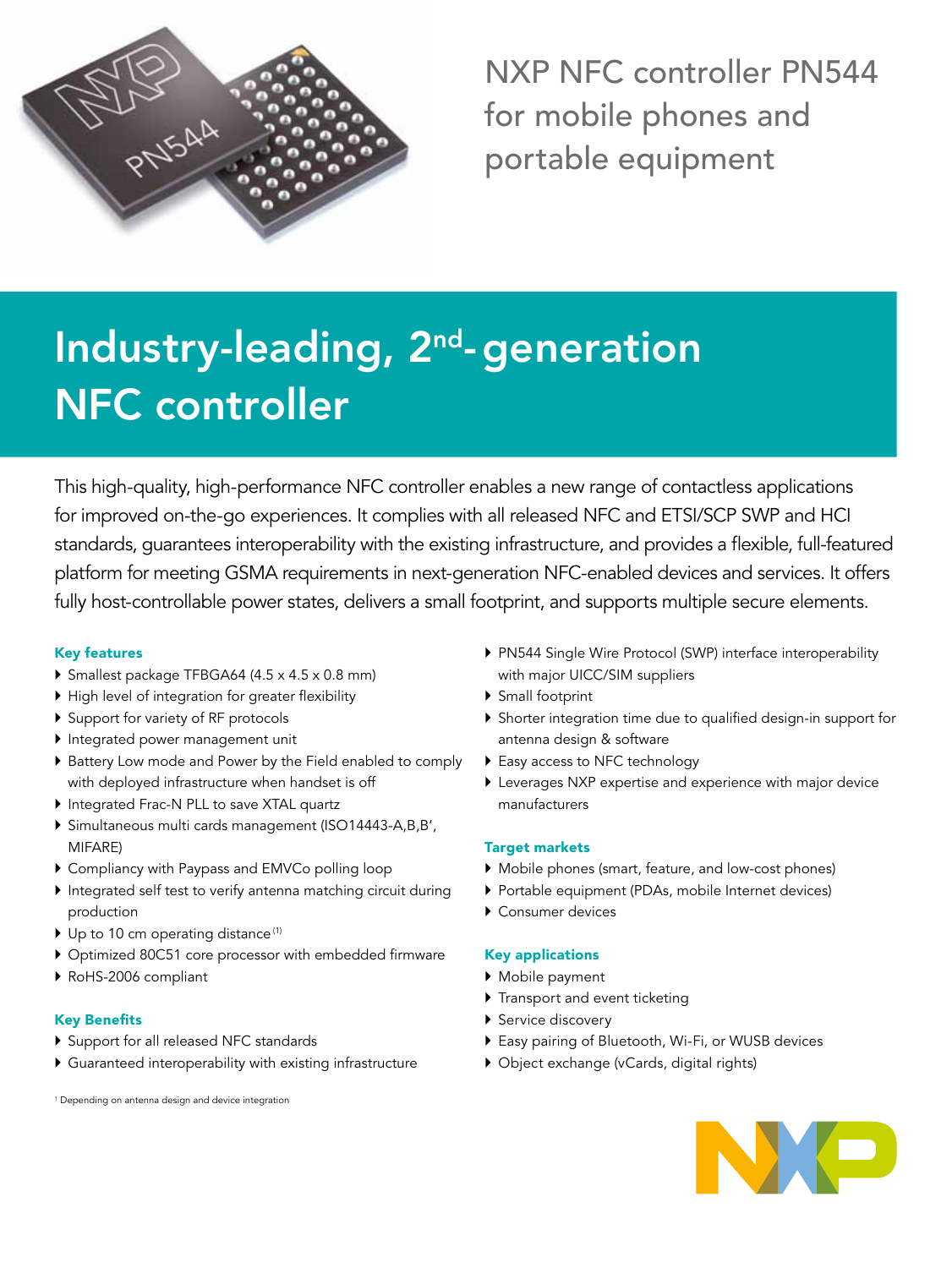# NXP NFC controller PN544 for mobile phones and portable equipment

## Industry-leading, 2nd-generation NFC controller

This high-quality, high-performance NFC controller enables a new range of contactless applications for improved on-the-go experiences. It complies with all released NFC and ETSI/SCP SWP and HCI standards, guarantees interoperability with the existing infrastructure, and provides a flexible, full-featured platform for meeting GSMA requirements in next-generation NFC-enabled devices and services. It offers fully host-controllable power states, delivers a small footprint, and supports multiple secure elements.

### Key features

- Smallest package TFBGA64 (4.5 x 4.5 x 0.8 mm)
- High level of integration for greater flexibility
- Support for variety of RF protocols
- Integrated power management unit
- Battery Low mode and Power by the Field enabled to comply with deployed infrastructure when handset is off
- Integrated Frac-N PLL to save XTAL quartz
- Simultaneous multi cards management (ISO14443-A,B,B', MIFARE)
- Compliancy with Paypass and EMVCo polling loop
- Integrated self test to verify antenna matching circuit during production
- Up to 10 cm operating distance [1]
- Optimized 80C51 core processor with embedded firmware
- RoHS-2006 compliant

### Key Benefits

- Support for all released NFC standards
- Guaranteed interoperability with existing infrastructure
- PN544 Single Wire Protocol (SWP) interface interoperability with major UICC/SIM suppliers
- Small footprint
- Shorter integration time due to qualified design-in support for antenna design & software
- Easy access to NFC technology
- Leverages NXP expertise and experience with major device manufacturers

### Target markets

- Mobile phones (smart, feature, and low-cost phones)
- Portable equipment (PDAs, mobile Internet devices)
- Consumer devices

### Key applications

- Mobile payment
- Transport and event ticketing
- Service discovery
- Easy pairing of Bluetooth, Wi-Fi, or WUSB devices
- Object exchange (vCards, digital rights)

[1] Depending on antenna design and device integration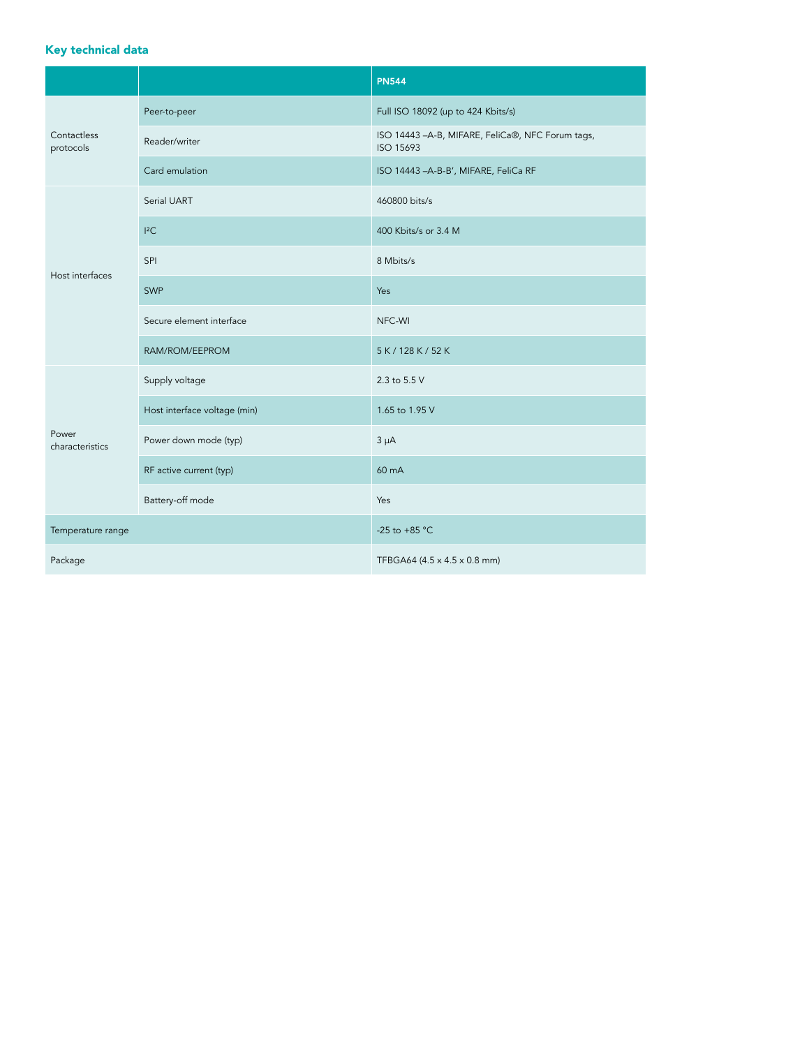## Key technical data

| | | PN544 |
|---|---|---|
| Contactless protocols | Peer-to-peer | Full ISO 18092 (up to 424 Kbits/s) |
| | Reader/writer | ISO 14443 –A-B, MIFARE, FeliCa®, NFC Forum tags, ISO 15693 |
| | Card emulation | ISO 14443 –A-B-B', MIFARE, FeliCa RF |
| Host interfaces | Serial UART | 460800 bits/s |
| | I²C | 400 Kbits/s or 3.4 M |
| | SPI | 8 Mbits/s |
| | SWP | Yes |
| | Secure element interface | NFC-WI |
| | RAM/ROM/EEPROM | 5 K / 128 K / 52 K |
| Power characteristics | Supply voltage | 2.3 to 5.5 V |
| | Host interface voltage (min) | 1.65 to 1.95 V |
| | Power down mode (typ) | 3 μA |
| | RF active current (typ) | 60 mA |
| | Battery-off mode | Yes |
| Temperature range | | -25 to +85 °C |
| Package | | TFBGA64 (4.5 x 4.5 x 0.8 mm) |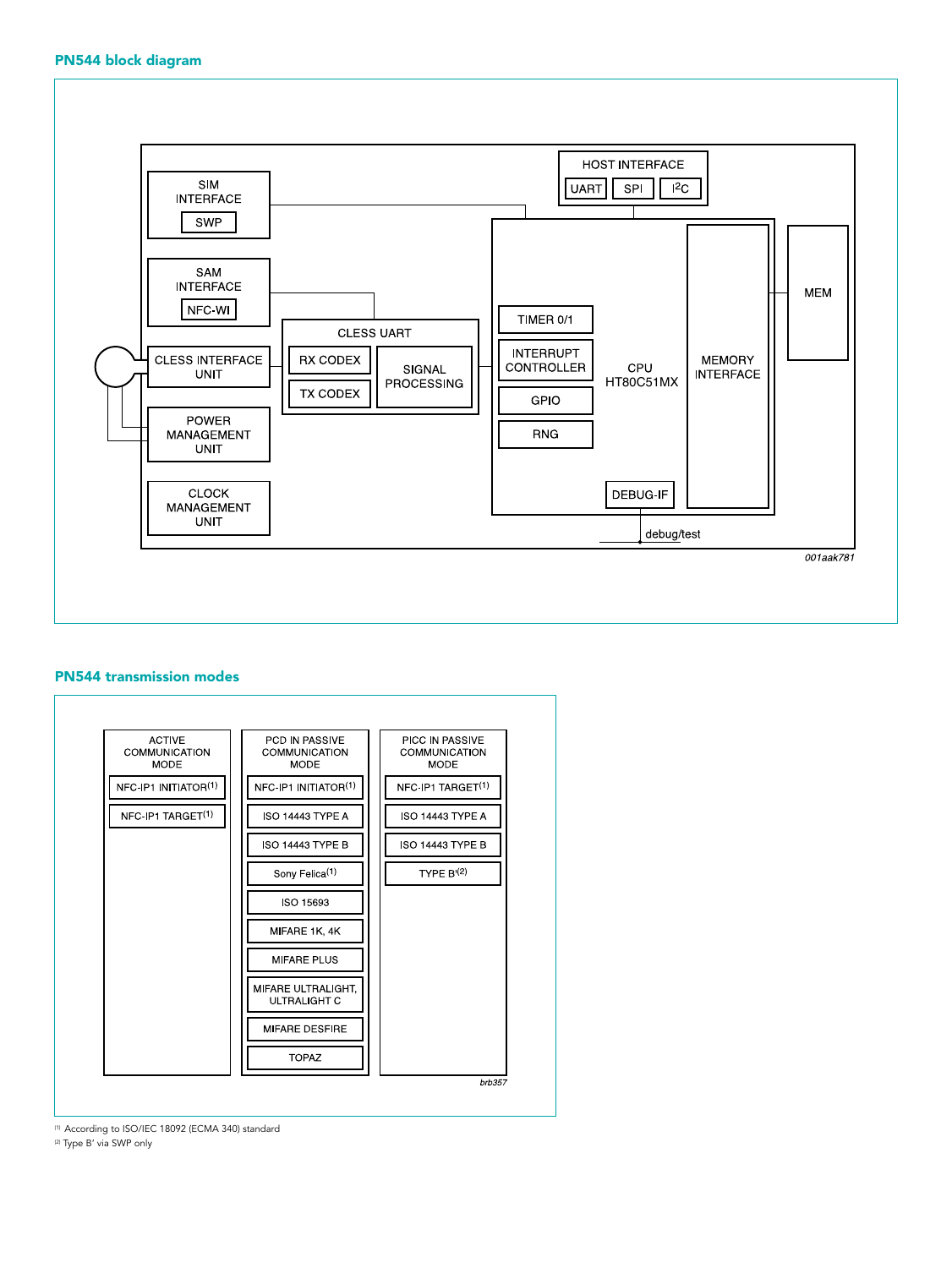## PN544 block diagram

SIM INTERFACE
SWP

SAM INTERFACE
NFC-WI

CLESS INTERFACE UNIT

POWER MANAGEMENT UNIT

CLOCK MANAGEMENT UNIT

CLESS UART
RX CODEX
TX CODEX
SIGNAL PROCESSING

HOST INTERFACE
UART | SPI | I²C

TIMER 0/1
INTERRUPT CONTROLLER
GPIO
RNG
CPU HT80C51MX
DEBUG-IF
MEMORY INTERFACE
MEM

debug/test

*001aak781*

## PN544 transmission modes

| ACTIVE COMMUNICATION MODE | PCD IN PASSIVE COMMUNICATION MODE | PICC IN PASSIVE COMMUNICATION MODE |
|---|---|---|
| NFC-IP1 INITIATOR[1] | NFC-IP1 INITIATOR[1] | NFC-IP1 TARGET[1] |
| NFC-IP1 TARGET[1] | ISO 14443 TYPE A | ISO 14443 TYPE A |
| | ISO 14443 TYPE B | ISO 14443 TYPE B |
| | Sony Felica[1] | TYPE B'[2] |
| | ISO 15693 | |
| | MIFARE 1K, 4K | |
| | MIFARE PLUS | |
| | MIFARE ULTRALIGHT, ULTRALIGHT C | |
| | MIFARE DESFIRE | |
| | TOPAZ | |

*brb357*

[1] According to ISO/IEC 18092 (ECMA 340) standard

[2] Type B' via SWP only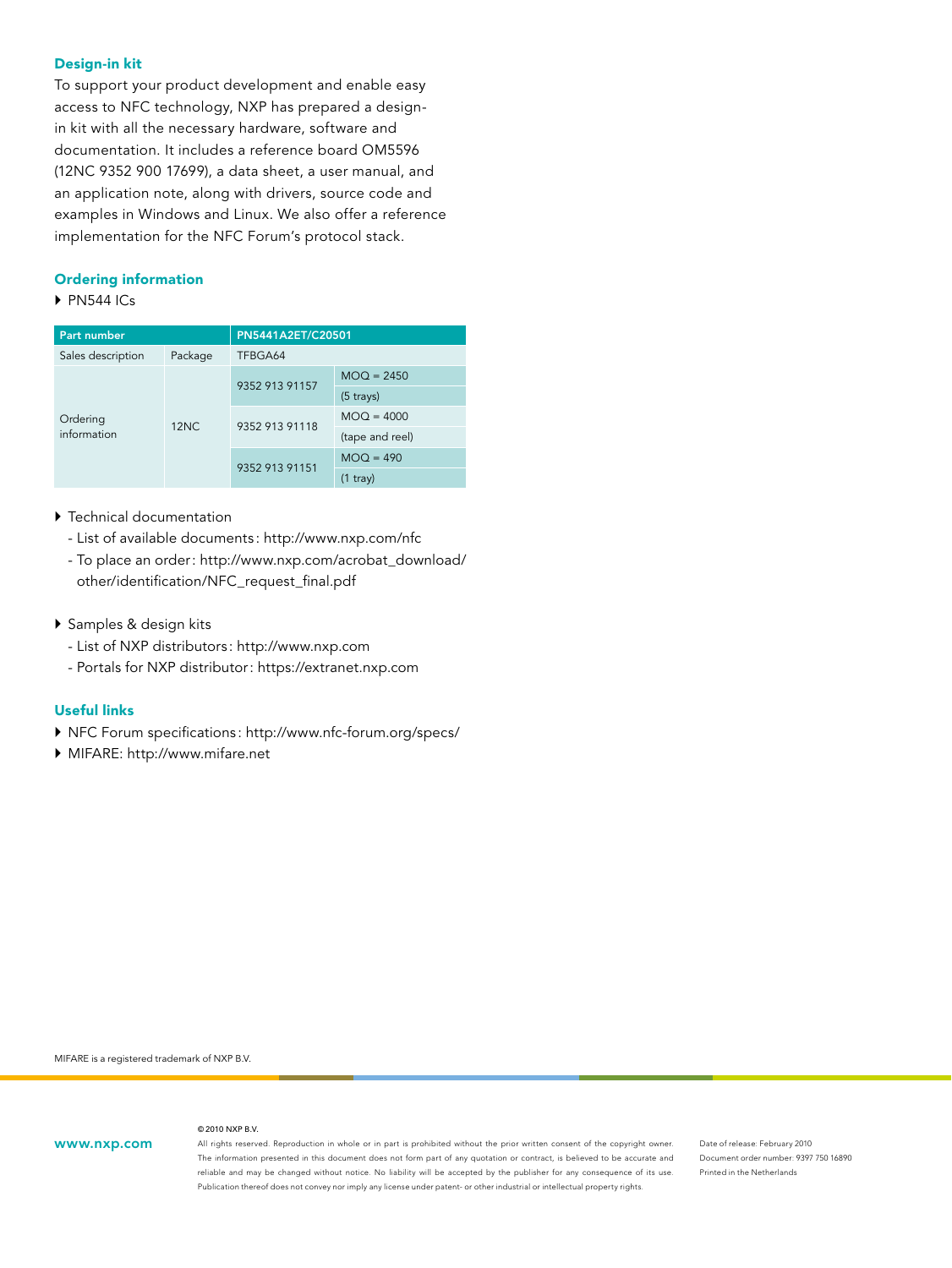### Design-in kit

To support your product development and enable easy access to NFC technology, NXP has prepared a design-in kit with all the necessary hardware, software and documentation. It includes a reference board OM5596 (12NC 9352 900 17699), a data sheet, a user manual, and an application note, along with drivers, source code and examples in Windows and Linux. We also offer a reference implementation for the NFC Forum's protocol stack.

### Ordering information

- PN544 ICs

| Part number | | PN5441A2ET/C20501 | |
|---|---|---|---|
| Sales description | Package | TFBGA64 | |
| Ordering information | 12NC | 9352 913 91157 | MOQ = 2450 (5 trays) |
| | | 9352 913 91118 | MOQ = 4000 (tape and reel) |
| | | 9352 913 91151 | MOQ = 490 (1 tray) |

- Technical documentation
  - List of available documents: http://www.nxp.com/nfc
  - To place an order: http://www.nxp.com/acrobat_download/other/identification/NFC_request_final.pdf

- Samples & design kits
  - List of NXP distributors: http://www.nxp.com
  - Portals for NXP distributor: https://extranet.nxp.com

### Useful links

- NFC Forum specifications: http://www.nfc-forum.org/specs/
- MIFARE: http://www.mifare.net

MIFARE is a registered trademark of NXP B.V.

www.nxp.com

© 2010 NXP B.V.

All rights reserved. Reproduction in whole or in part is prohibited without the prior written consent of the copyright owner. The information presented in this document does not form part of any quotation or contract, is believed to be accurate and reliable and may be changed without notice. No liability will be accepted by the publisher for any consequence of its use. Publication thereof does not convey nor imply any license under patent- or other industrial or intellectual property rights.

Date of release: February 2010
Document order number: 9397 750 16890
Printed in the Netherlands